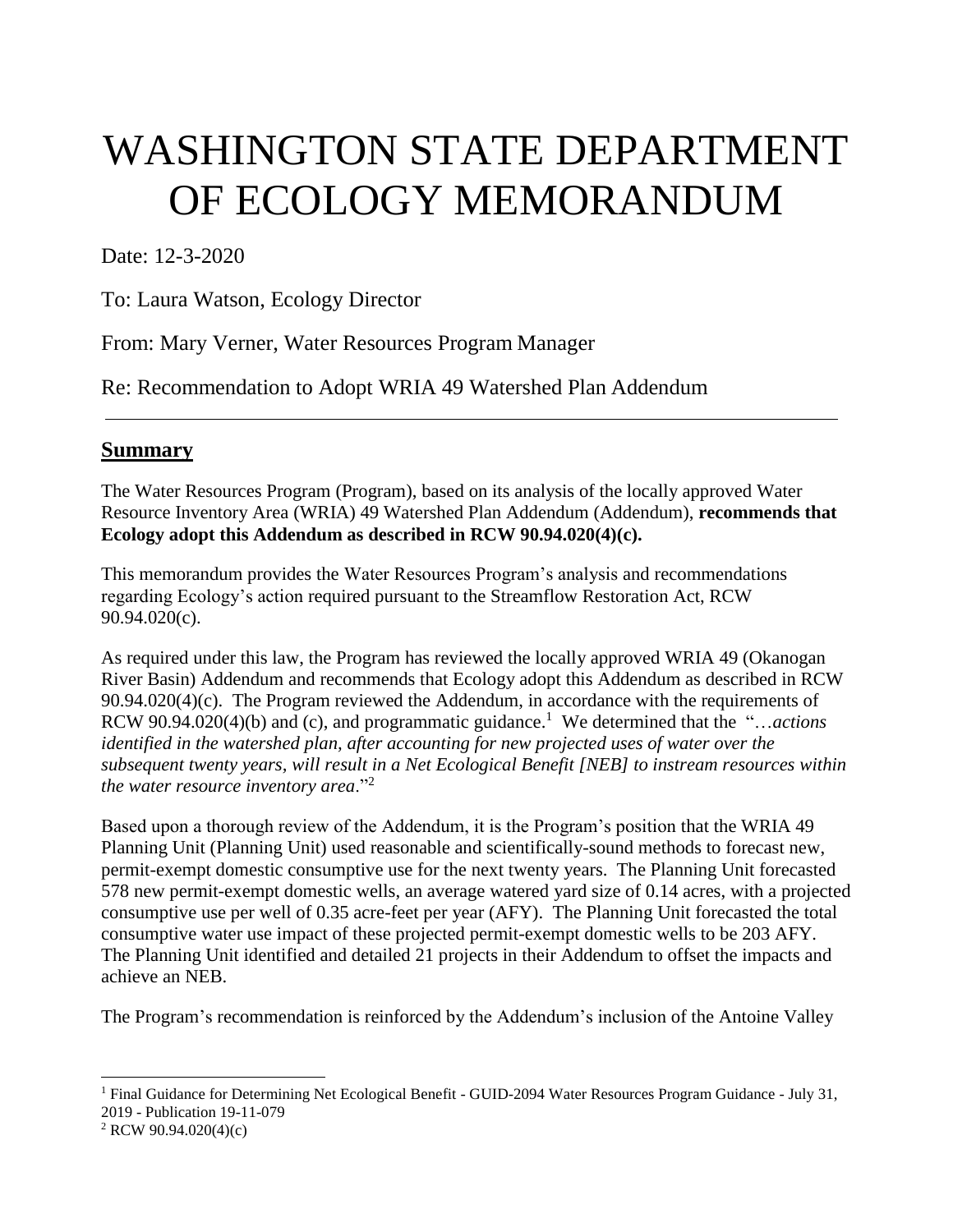# WASHINGTON STATE DEPARTMENT OF ECOLOGY MEMORANDUM

Date: 12-3-2020

To: Laura Watson, Ecology Director

From: Mary Verner, Water Resources Program Manager

Re: Recommendation to Adopt WRIA 49 Watershed Plan Addendum

---

## Summary

The Water Resources Program (Program), based on its analysis of the locally approved Water Resource Inventory Area (WRIA) 49 Watershed Plan Addendum (Addendum), **recommends that Ecology adopt this Addendum as described in RCW 90.94.020(4)(c).**

This memorandum provides the Water Resources Program's analysis and recommendations regarding Ecology's action required pursuant to the Streamflow Restoration Act, RCW 90.94.020(c).

As required under this law, the Program has reviewed the locally approved WRIA 49 (Okanogan River Basin) Addendum and recommends that Ecology adopt this Addendum as described in RCW 90.94.020(4)(c). The Program reviewed the Addendum, in accordance with the requirements of RCW 90.94.020(4)(b) and (c), and programmatic guidance.[1] We determined that the "…*actions identified in the watershed plan, after accounting for new projected uses of water over the subsequent twenty years, will result in a Net Ecological Benefit [NEB] to instream resources within the water resource inventory area*."[2]

Based upon a thorough review of the Addendum, it is the Program's position that the WRIA 49 Planning Unit (Planning Unit) used reasonable and scientifically-sound methods to forecast new, permit-exempt domestic consumptive use for the next twenty years. The Planning Unit forecasted 578 new permit-exempt domestic wells, an average watered yard size of 0.14 acres, with a projected consumptive use per well of 0.35 acre-feet per year (AFY). The Planning Unit forecasted the total consumptive water use impact of these projected permit-exempt domestic wells to be 203 AFY. The Planning Unit identified and detailed 21 projects in their Addendum to offset the impacts and achieve an NEB.

The Program's recommendation is reinforced by the Addendum's inclusion of the Antoine Valley

---

[1] Final Guidance for Determining Net Ecological Benefit - GUID-2094 Water Resources Program Guidance - July 31, 2019 - Publication 19-11-079

[2] RCW 90.94.020(4)(c)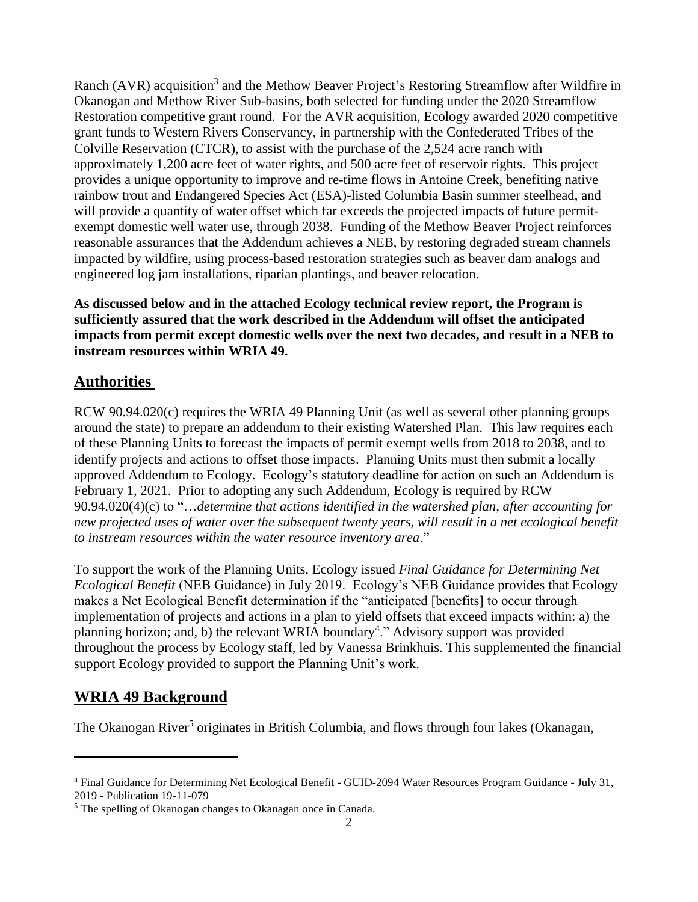Ranch (AVR) acquisition[3] and the Methow Beaver Project's Restoring Streamflow after Wildfire in Okanogan and Methow River Sub-basins, both selected for funding under the 2020 Streamflow Restoration competitive grant round. For the AVR acquisition, Ecology awarded 2020 competitive grant funds to Western Rivers Conservancy, in partnership with the Confederated Tribes of the Colville Reservation (CTCR), to assist with the purchase of the 2,524 acre ranch with approximately 1,200 acre feet of water rights, and 500 acre feet of reservoir rights. This project provides a unique opportunity to improve and re-time flows in Antoine Creek, benefiting native rainbow trout and Endangered Species Act (ESA)-listed Columbia Basin summer steelhead, and will provide a quantity of water offset which far exceeds the projected impacts of future permit-exempt domestic well water use, through 2038. Funding of the Methow Beaver Project reinforces reasonable assurances that the Addendum achieves a NEB, by restoring degraded stream channels impacted by wildfire, using process-based restoration strategies such as beaver dam analogs and engineered log jam installations, riparian plantings, and beaver relocation.

**As discussed below and in the attached Ecology technical review report, the Program is sufficiently assured that the work described in the Addendum will offset the anticipated impacts from permit except domestic wells over the next two decades, and result in a NEB to instream resources within WRIA 49.**

## Authorities

RCW 90.94.020(c) requires the WRIA 49 Planning Unit (as well as several other planning groups around the state) to prepare an addendum to their existing Watershed Plan. This law requires each of these Planning Units to forecast the impacts of permit exempt wells from 2018 to 2038, and to identify projects and actions to offset those impacts. Planning Units must then submit a locally approved Addendum to Ecology. Ecology's statutory deadline for action on such an Addendum is February 1, 2021. Prior to adopting any such Addendum, Ecology is required by RCW 90.94.020(4)(c) to "…*determine that actions identified in the watershed plan, after accounting for new projected uses of water over the subsequent twenty years, will result in a net ecological benefit to instream resources within the water resource inventory area*."

To support the work of the Planning Units, Ecology issued *Final Guidance for Determining Net Ecological Benefit* (NEB Guidance) in July 2019. Ecology's NEB Guidance provides that Ecology makes a Net Ecological Benefit determination if the "anticipated [benefits] to occur through implementation of projects and actions in a plan to yield offsets that exceed impacts within: a) the planning horizon; and, b) the relevant WRIA boundary[4]." Advisory support was provided throughout the process by Ecology staff, led by Vanessa Brinkhuis. This supplemented the financial support Ecology provided to support the Planning Unit's work.

## WRIA 49 Background

The Okanogan River[5] originates in British Columbia, and flows through four lakes (Okanagan,

---

[4] Final Guidance for Determining Net Ecological Benefit - GUID-2094 Water Resources Program Guidance - July 31, 2019 - Publication 19-11-079

[5] The spelling of Okanogan changes to Okanagan once in Canada.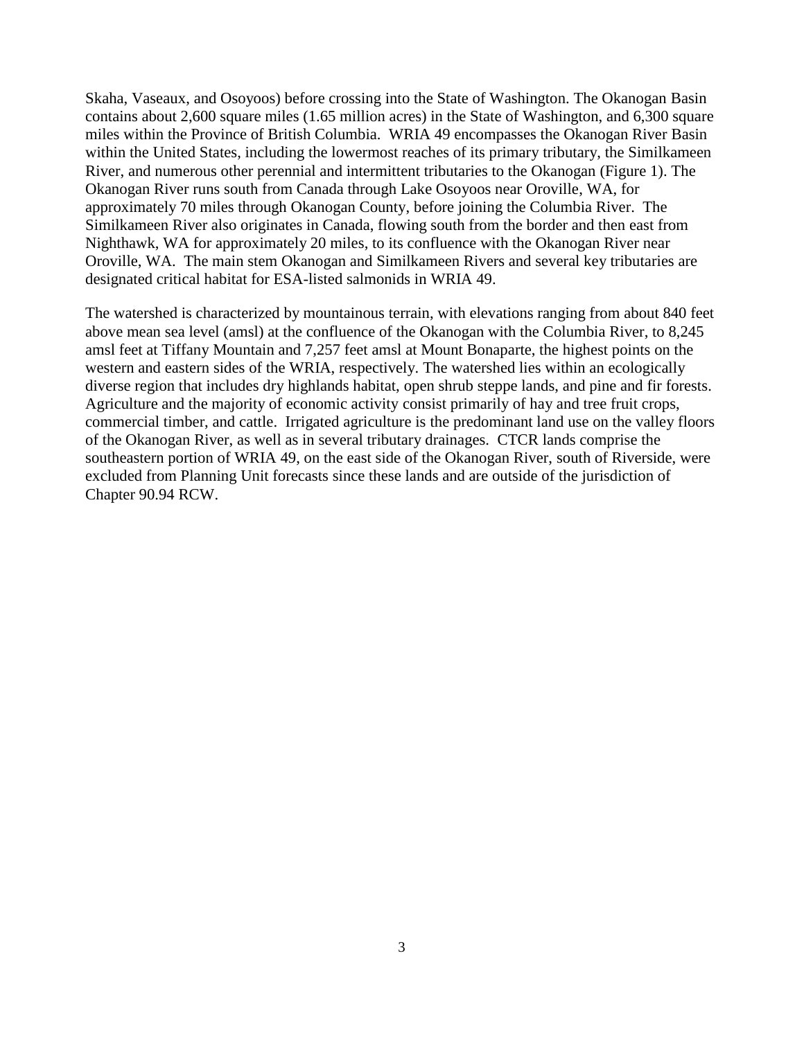Skaha, Vaseaux, and Osoyoos) before crossing into the State of Washington. The Okanogan Basin contains about 2,600 square miles (1.65 million acres) in the State of Washington, and 6,300 square miles within the Province of British Columbia. WRIA 49 encompasses the Okanogan River Basin within the United States, including the lowermost reaches of its primary tributary, the Similkameen River, and numerous other perennial and intermittent tributaries to the Okanogan (Figure 1). The Okanogan River runs south from Canada through Lake Osoyoos near Oroville, WA, for approximately 70 miles through Okanogan County, before joining the Columbia River. The Similkameen River also originates in Canada, flowing south from the border and then east from Nighthawk, WA for approximately 20 miles, to its confluence with the Okanogan River near Oroville, WA. The main stem Okanogan and Similkameen Rivers and several key tributaries are designated critical habitat for ESA-listed salmonids in WRIA 49.

The watershed is characterized by mountainous terrain, with elevations ranging from about 840 feet above mean sea level (amsl) at the confluence of the Okanogan with the Columbia River, to 8,245 amsl feet at Tiffany Mountain and 7,257 feet amsl at Mount Bonaparte, the highest points on the western and eastern sides of the WRIA, respectively. The watershed lies within an ecologically diverse region that includes dry highlands habitat, open shrub steppe lands, and pine and fir forests. Agriculture and the majority of economic activity consist primarily of hay and tree fruit crops, commercial timber, and cattle. Irrigated agriculture is the predominant land use on the valley floors of the Okanogan River, as well as in several tributary drainages. CTCR lands comprise the southeastern portion of WRIA 49, on the east side of the Okanogan River, south of Riverside, were excluded from Planning Unit forecasts since these lands and are outside of the jurisdiction of Chapter 90.94 RCW.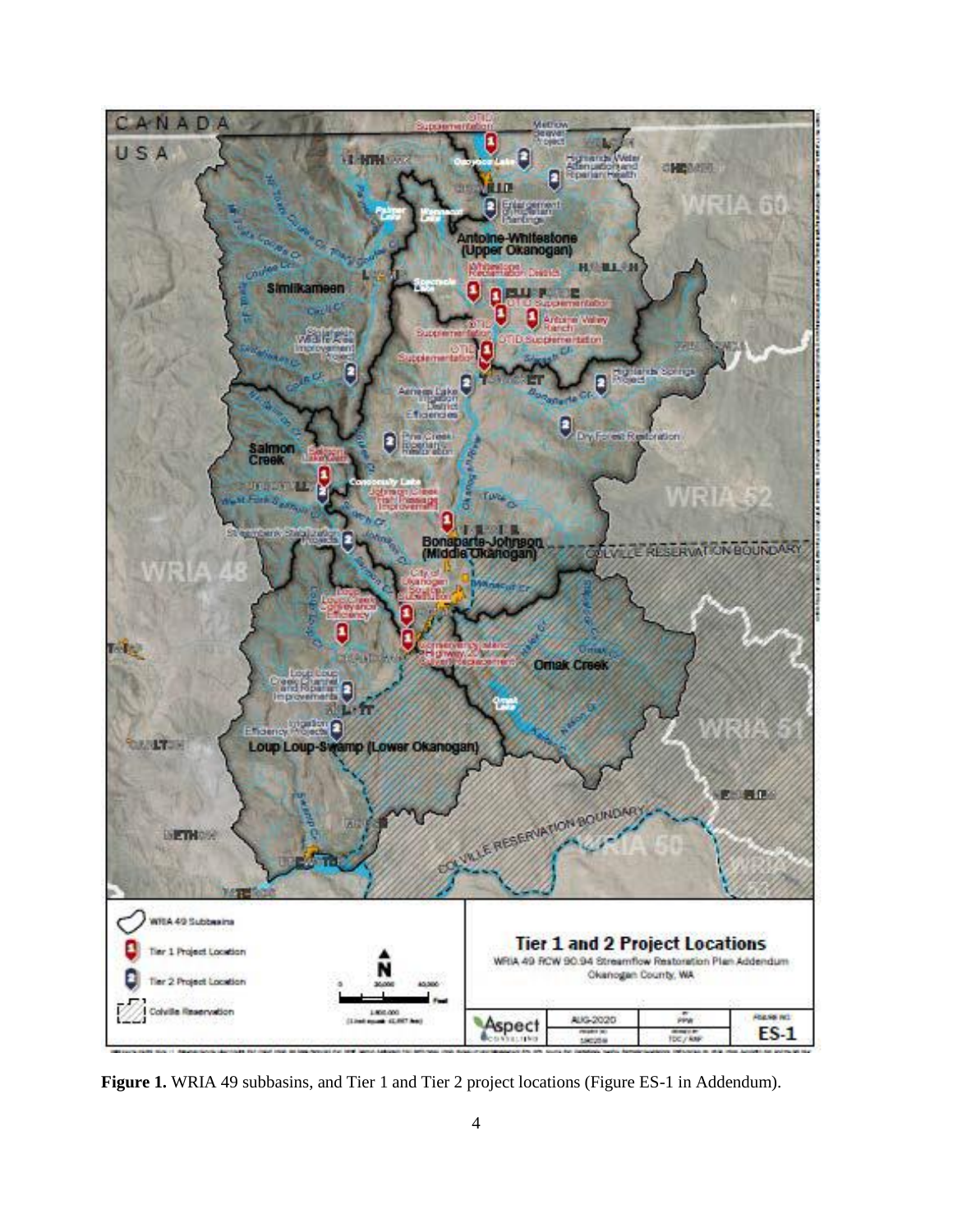**Figure 1.** WRIA 49 subbasins, and Tier 1 and Tier 2 project locations (Figure ES-1 in Addendum).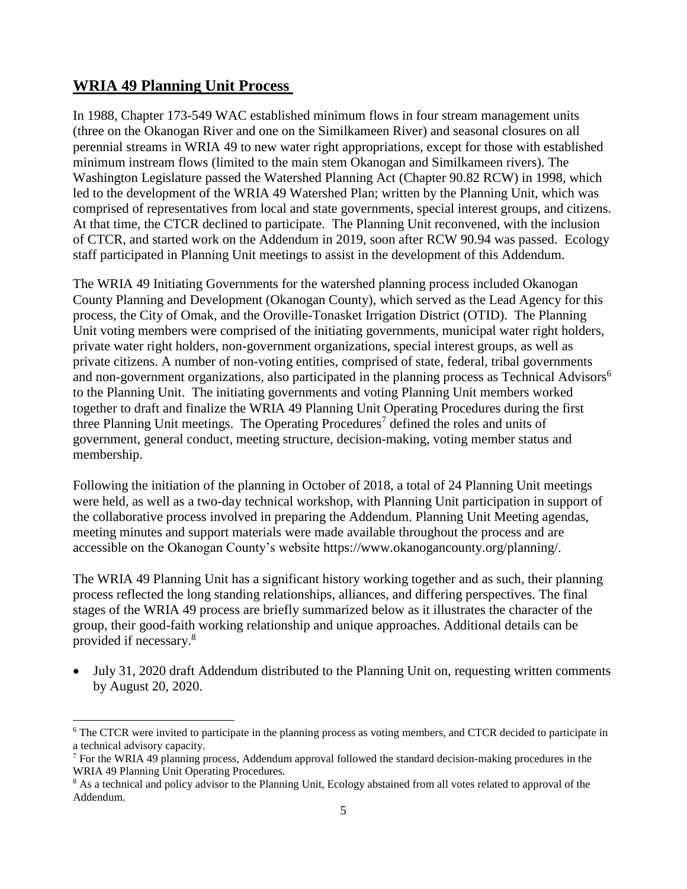## WRIA 49 Planning Unit Process

In 1988, Chapter 173-549 WAC established minimum flows in four stream management units (three on the Okanogan River and one on the Similkameen River) and seasonal closures on all perennial streams in WRIA 49 to new water right appropriations, except for those with established minimum instream flows (limited to the main stem Okanogan and Similkameen rivers). The Washington Legislature passed the Watershed Planning Act (Chapter 90.82 RCW) in 1998, which led to the development of the WRIA 49 Watershed Plan; written by the Planning Unit, which was comprised of representatives from local and state governments, special interest groups, and citizens. At that time, the CTCR declined to participate. The Planning Unit reconvened, with the inclusion of CTCR, and started work on the Addendum in 2019, soon after RCW 90.94 was passed. Ecology staff participated in Planning Unit meetings to assist in the development of this Addendum.

The WRIA 49 Initiating Governments for the watershed planning process included Okanogan County Planning and Development (Okanogan County), which served as the Lead Agency for this process, the City of Omak, and the Oroville-Tonasket Irrigation District (OTID). The Planning Unit voting members were comprised of the initiating governments, municipal water right holders, private water right holders, non-government organizations, special interest groups, as well as private citizens. A number of non-voting entities, comprised of state, federal, tribal governments and non-government organizations, also participated in the planning process as Technical Advisors[6] to the Planning Unit. The initiating governments and voting Planning Unit members worked together to draft and finalize the WRIA 49 Planning Unit Operating Procedures during the first three Planning Unit meetings. The Operating Procedures[7] defined the roles and units of government, general conduct, meeting structure, decision-making, voting member status and membership.

Following the initiation of the planning in October of 2018, a total of 24 Planning Unit meetings were held, as well as a two-day technical workshop, with Planning Unit participation in support of the collaborative process involved in preparing the Addendum. Planning Unit Meeting agendas, meeting minutes and support materials were made available throughout the process and are accessible on the Okanogan County's website https://www.okanogancounty.org/planning/.

The WRIA 49 Planning Unit has a significant history working together and as such, their planning process reflected the long standing relationships, alliances, and differing perspectives. The final stages of the WRIA 49 process are briefly summarized below as it illustrates the character of the group, their good-faith working relationship and unique approaches. Additional details can be provided if necessary.[8]

- July 31, 2020 draft Addendum distributed to the Planning Unit on, requesting written comments by August 20, 2020.

[6] The CTCR were invited to participate in the planning process as voting members, and CTCR decided to participate in a technical advisory capacity.

[7] For the WRIA 49 planning process, Addendum approval followed the standard decision-making procedures in the WRIA 49 Planning Unit Operating Procedures.

[8] As a technical and policy advisor to the Planning Unit, Ecology abstained from all votes related to approval of the Addendum.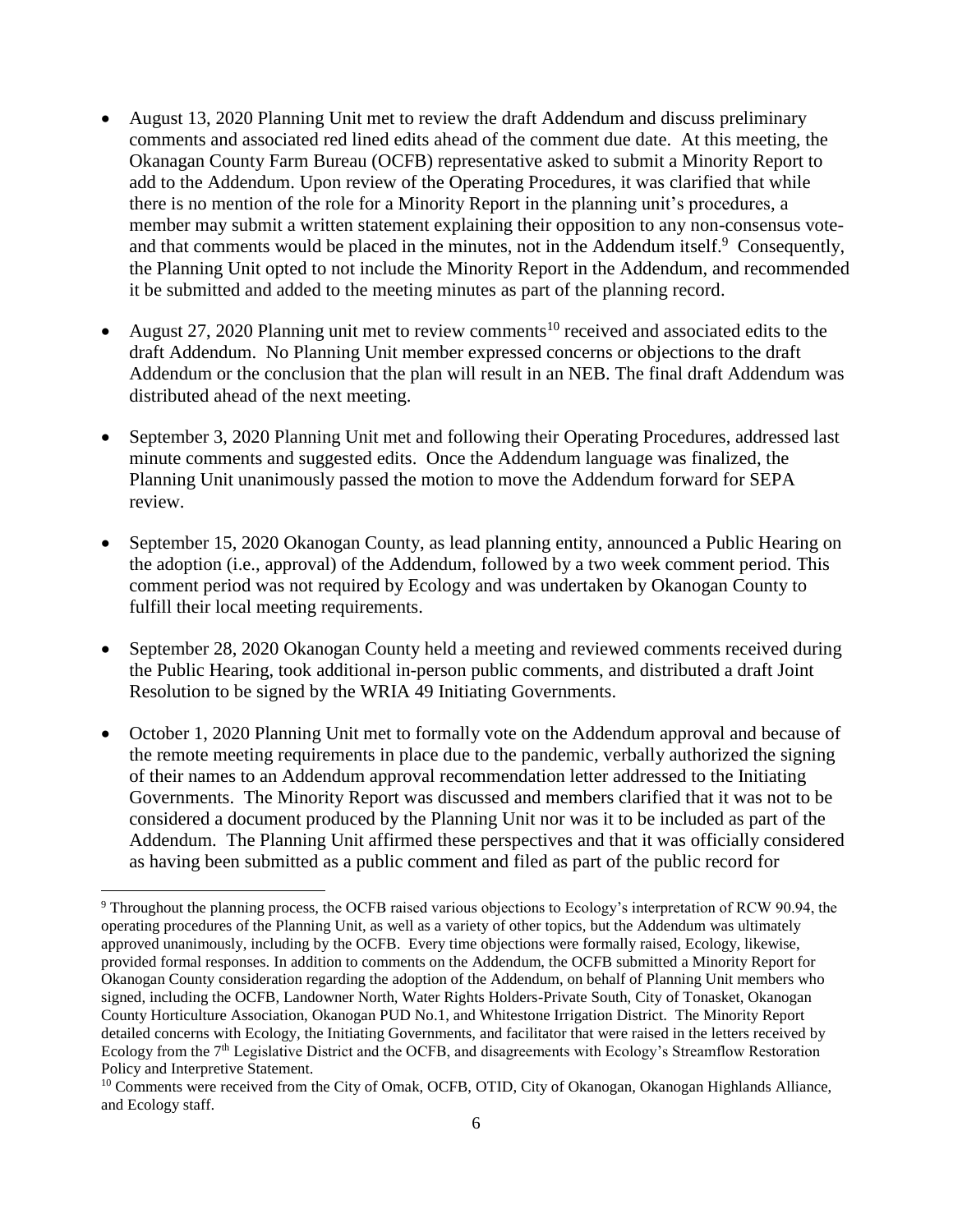- August 13, 2020 Planning Unit met to review the draft Addendum and discuss preliminary comments and associated red lined edits ahead of the comment due date. At this meeting, the Okanagan County Farm Bureau (OCFB) representative asked to submit a Minority Report to add to the Addendum. Upon review of the Operating Procedures, it was clarified that while there is no mention of the role for a Minority Report in the planning unit's procedures, a member may submit a written statement explaining their opposition to any non-consensus vote- and that comments would be placed in the minutes, not in the Addendum itself.[9] Consequently, the Planning Unit opted to not include the Minority Report in the Addendum, and recommended it be submitted and added to the meeting minutes as part of the planning record.

- August 27, 2020 Planning unit met to review comments[10] received and associated edits to the draft Addendum. No Planning Unit member expressed concerns or objections to the draft Addendum or the conclusion that the plan will result in an NEB. The final draft Addendum was distributed ahead of the next meeting.

- September 3, 2020 Planning Unit met and following their Operating Procedures, addressed last minute comments and suggested edits. Once the Addendum language was finalized, the Planning Unit unanimously passed the motion to move the Addendum forward for SEPA review.

- September 15, 2020 Okanogan County, as lead planning entity, announced a Public Hearing on the adoption (i.e., approval) of the Addendum, followed by a two week comment period. This comment period was not required by Ecology and was undertaken by Okanogan County to fulfill their local meeting requirements.

- September 28, 2020 Okanogan County held a meeting and reviewed comments received during the Public Hearing, took additional in-person public comments, and distributed a draft Joint Resolution to be signed by the WRIA 49 Initiating Governments.

- October 1, 2020 Planning Unit met to formally vote on the Addendum approval and because of the remote meeting requirements in place due to the pandemic, verbally authorized the signing of their names to an Addendum approval recommendation letter addressed to the Initiating Governments. The Minority Report was discussed and members clarified that it was not to be considered a document produced by the Planning Unit nor was it to be included as part of the Addendum. The Planning Unit affirmed these perspectives and that it was officially considered as having been submitted as a public comment and filed as part of the public record for

---

[9] Throughout the planning process, the OCFB raised various objections to Ecology's interpretation of RCW 90.94, the operating procedures of the Planning Unit, as well as a variety of other topics, but the Addendum was ultimately approved unanimously, including by the OCFB. Every time objections were formally raised, Ecology, likewise, provided formal responses. In addition to comments on the Addendum, the OCFB submitted a Minority Report for Okanogan County consideration regarding the adoption of the Addendum, on behalf of Planning Unit members who signed, including the OCFB, Landowner North, Water Rights Holders-Private South, City of Tonasket, Okanogan County Horticulture Association, Okanogan PUD No.1, and Whitestone Irrigation District. The Minority Report detailed concerns with Ecology, the Initiating Governments, and facilitator that were raised in the letters received by Ecology from the 7th Legislative District and the OCFB, and disagreements with Ecology's Streamflow Restoration Policy and Interpretive Statement.

[10] Comments were received from the City of Omak, OCFB, OTID, City of Okanogan, Okanogan Highlands Alliance, and Ecology staff.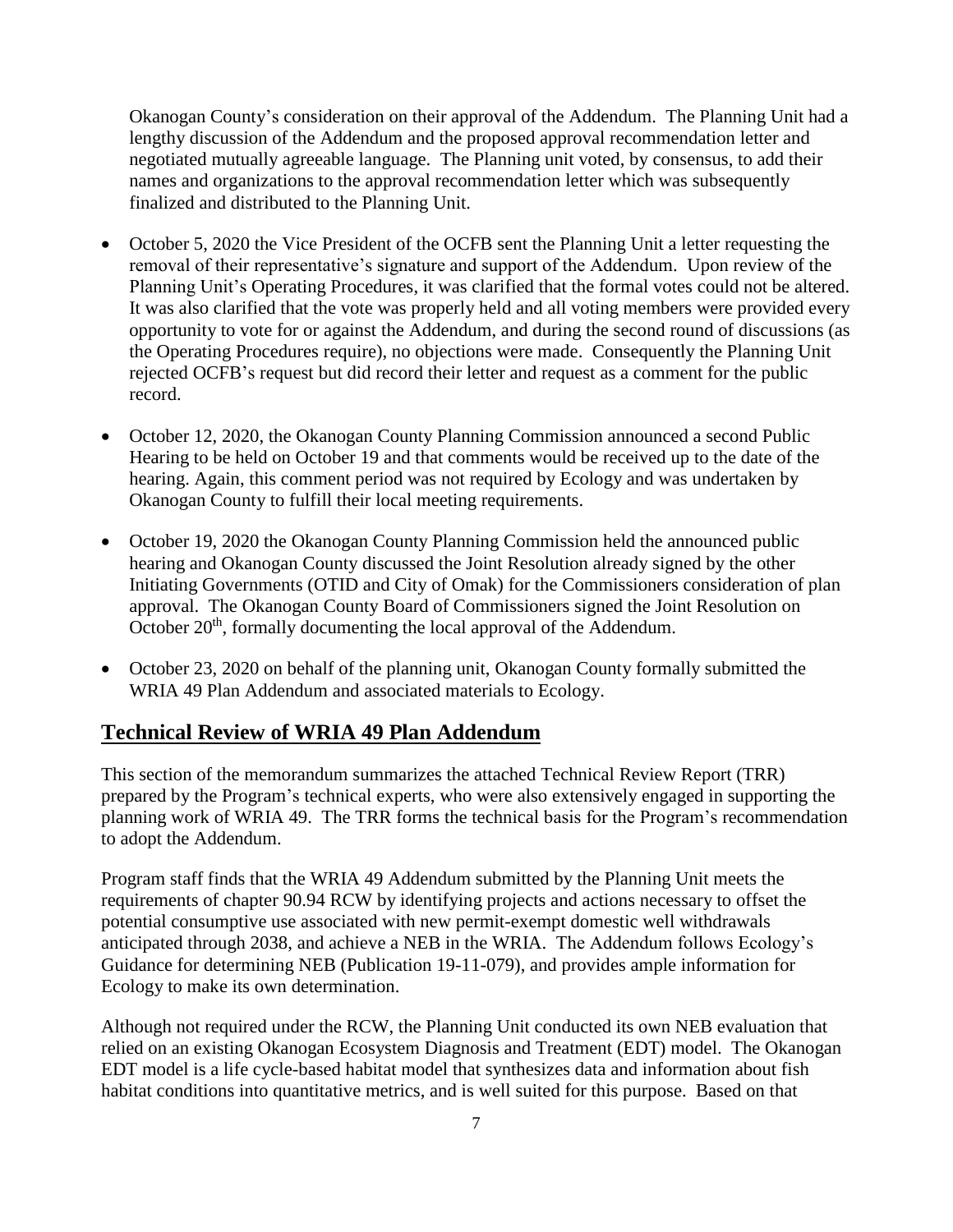Okanogan County's consideration on their approval of the Addendum. The Planning Unit had a lengthy discussion of the Addendum and the proposed approval recommendation letter and negotiated mutually agreeable language. The Planning unit voted, by consensus, to add their names and organizations to the approval recommendation letter which was subsequently finalized and distributed to the Planning Unit.

- October 5, 2020 the Vice President of the OCFB sent the Planning Unit a letter requesting the removal of their representative's signature and support of the Addendum. Upon review of the Planning Unit's Operating Procedures, it was clarified that the formal votes could not be altered. It was also clarified that the vote was properly held and all voting members were provided every opportunity to vote for or against the Addendum, and during the second round of discussions (as the Operating Procedures require), no objections were made. Consequently the Planning Unit rejected OCFB's request but did record their letter and request as a comment for the public record.
- October 12, 2020, the Okanogan County Planning Commission announced a second Public Hearing to be held on October 19 and that comments would be received up to the date of the hearing. Again, this comment period was not required by Ecology and was undertaken by Okanogan County to fulfill their local meeting requirements.
- October 19, 2020 the Okanogan County Planning Commission held the announced public hearing and Okanogan County discussed the Joint Resolution already signed by the other Initiating Governments (OTID and City of Omak) for the Commissioners consideration of plan approval. The Okanogan County Board of Commissioners signed the Joint Resolution on October 20th, formally documenting the local approval of the Addendum.
- October 23, 2020 on behalf of the planning unit, Okanogan County formally submitted the WRIA 49 Plan Addendum and associated materials to Ecology.

## Technical Review of WRIA 49 Plan Addendum

This section of the memorandum summarizes the attached Technical Review Report (TRR) prepared by the Program's technical experts, who were also extensively engaged in supporting the planning work of WRIA 49. The TRR forms the technical basis for the Program's recommendation to adopt the Addendum.

Program staff finds that the WRIA 49 Addendum submitted by the Planning Unit meets the requirements of chapter 90.94 RCW by identifying projects and actions necessary to offset the potential consumptive use associated with new permit-exempt domestic well withdrawals anticipated through 2038, and achieve a NEB in the WRIA. The Addendum follows Ecology's Guidance for determining NEB (Publication 19-11-079), and provides ample information for Ecology to make its own determination.

Although not required under the RCW, the Planning Unit conducted its own NEB evaluation that relied on an existing Okanogan Ecosystem Diagnosis and Treatment (EDT) model. The Okanogan EDT model is a life cycle-based habitat model that synthesizes data and information about fish habitat conditions into quantitative metrics, and is well suited for this purpose. Based on that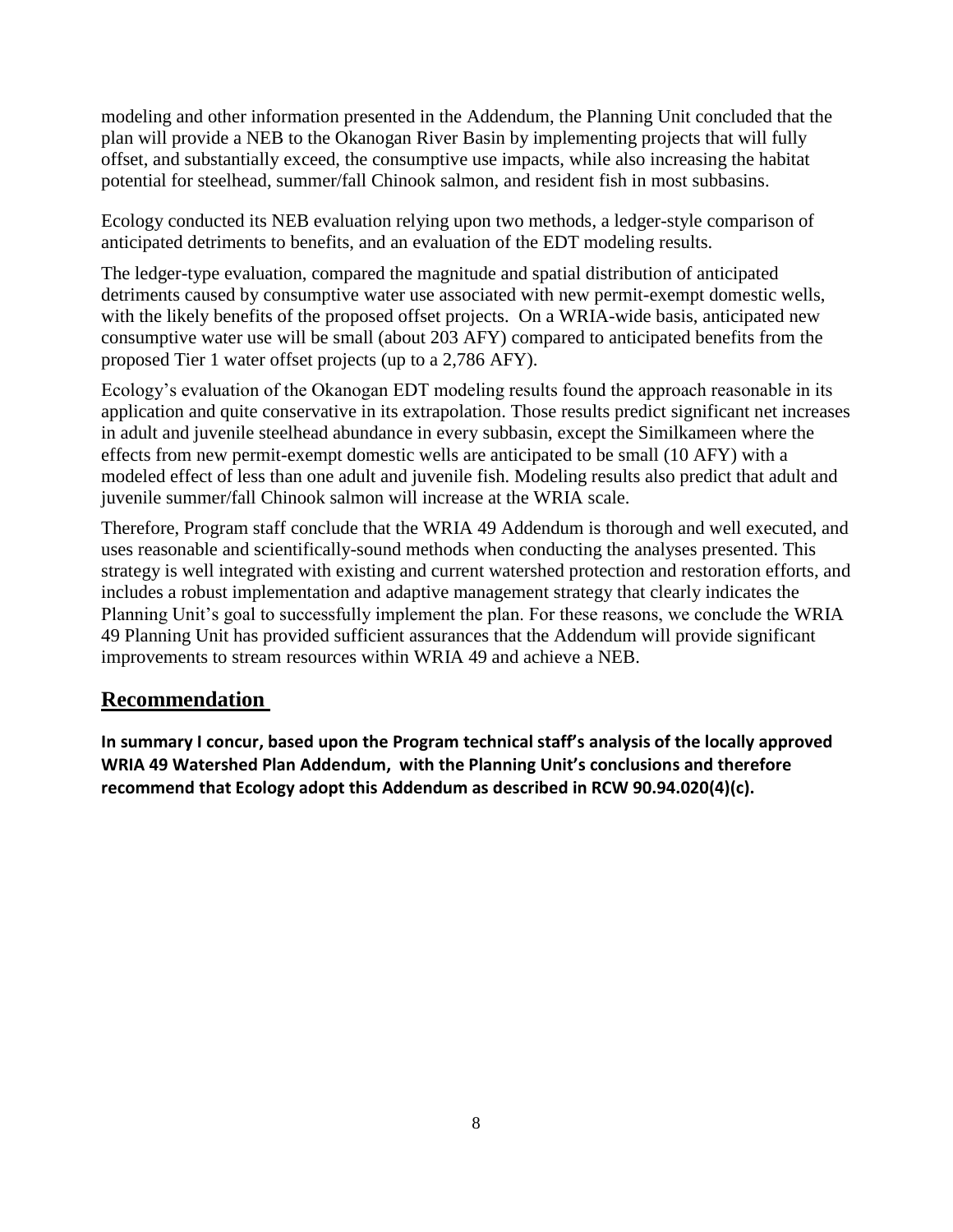modeling and other information presented in the Addendum, the Planning Unit concluded that the plan will provide a NEB to the Okanogan River Basin by implementing projects that will fully offset, and substantially exceed, the consumptive use impacts, while also increasing the habitat potential for steelhead, summer/fall Chinook salmon, and resident fish in most subbasins.

Ecology conducted its NEB evaluation relying upon two methods, a ledger-style comparison of anticipated detriments to benefits, and an evaluation of the EDT modeling results.

The ledger-type evaluation, compared the magnitude and spatial distribution of anticipated detriments caused by consumptive water use associated with new permit-exempt domestic wells, with the likely benefits of the proposed offset projects. On a WRIA-wide basis, anticipated new consumptive water use will be small (about 203 AFY) compared to anticipated benefits from the proposed Tier 1 water offset projects (up to a 2,786 AFY).

Ecology's evaluation of the Okanogan EDT modeling results found the approach reasonable in its application and quite conservative in its extrapolation. Those results predict significant net increases in adult and juvenile steelhead abundance in every subbasin, except the Similkameen where the effects from new permit-exempt domestic wells are anticipated to be small (10 AFY) with a modeled effect of less than one adult and juvenile fish. Modeling results also predict that adult and juvenile summer/fall Chinook salmon will increase at the WRIA scale.

Therefore, Program staff conclude that the WRIA 49 Addendum is thorough and well executed, and uses reasonable and scientifically-sound methods when conducting the analyses presented. This strategy is well integrated with existing and current watershed protection and restoration efforts, and includes a robust implementation and adaptive management strategy that clearly indicates the Planning Unit's goal to successfully implement the plan. For these reasons, we conclude the WRIA 49 Planning Unit has provided sufficient assurances that the Addendum will provide significant improvements to stream resources within WRIA 49 and achieve a NEB.

## Recommendation

**In summary I concur, based upon the Program technical staff's analysis of the locally approved WRIA 49 Watershed Plan Addendum, with the Planning Unit's conclusions and therefore recommend that Ecology adopt this Addendum as described in RCW 90.94.020(4)(c).**